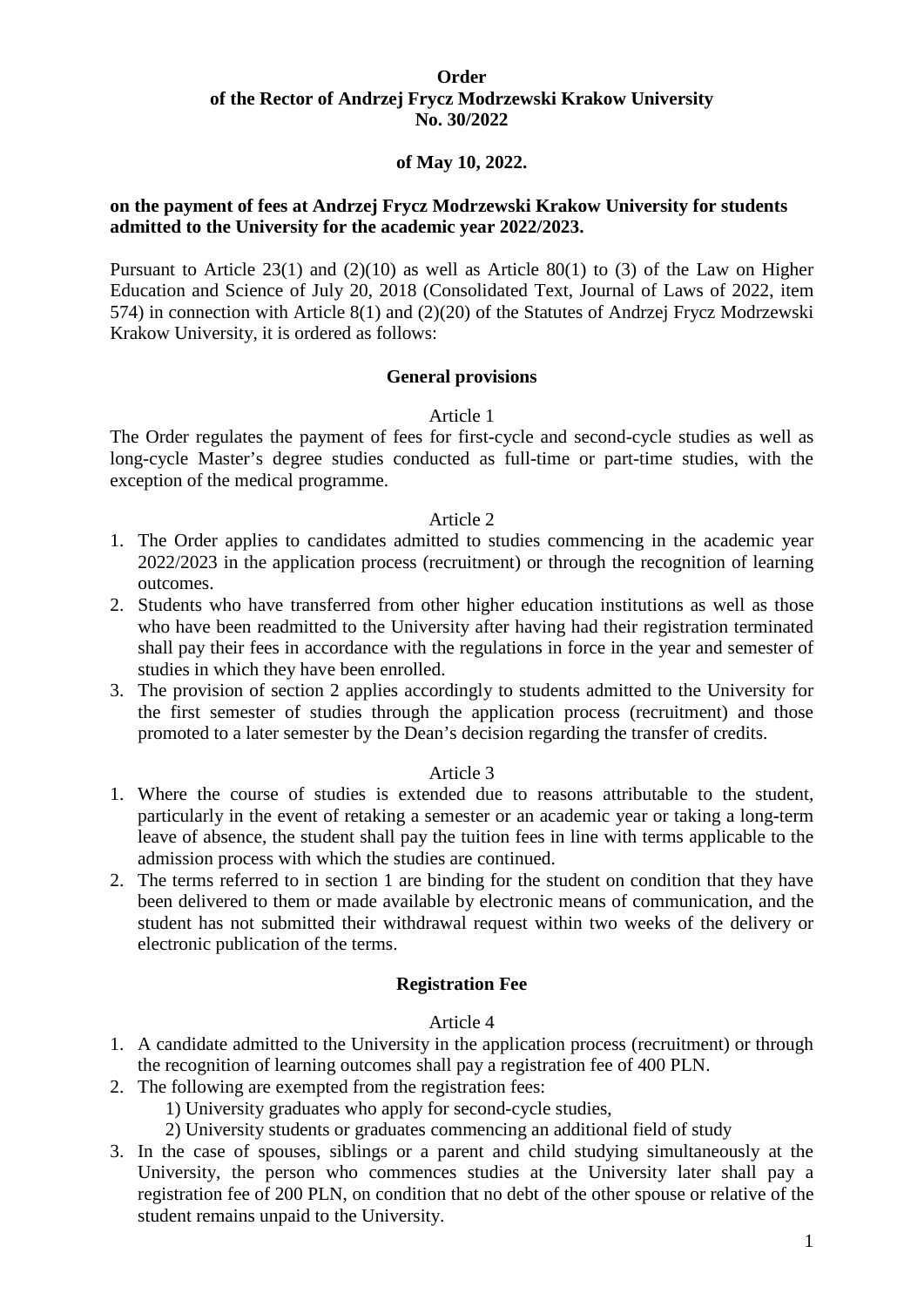**Order**
**of the Rector of Andrzej Frycz Modrzewski Krakow University**
**No. 30/2022**

**of May 10, 2022.**

**on the payment of fees at Andrzej Frycz Modrzewski Krakow University for students admitted to the University for the academic year 2022/2023.**

Pursuant to Article 23(1) and (2)(10) as well as Article 80(1) to (3) of the Law on Higher Education and Science of July 20, 2018 (Consolidated Text, Journal of Laws of 2022, item 574) in connection with Article 8(1) and (2)(20) of the Statutes of Andrzej Frycz Modrzewski Krakow University, it is ordered as follows:

## General provisions

Article 1

The Order regulates the payment of fees for first-cycle and second-cycle studies as well as long-cycle Master's degree studies conducted as full-time or part-time studies, with the exception of the medical programme.

Article 2

1. The Order applies to candidates admitted to studies commencing in the academic year 2022/2023 in the application process (recruitment) or through the recognition of learning outcomes.
2. Students who have transferred from other higher education institutions as well as those who have been readmitted to the University after having had their registration terminated shall pay their fees in accordance with the regulations in force in the year and semester of studies in which they have been enrolled.
3. The provision of section 2 applies accordingly to students admitted to the University for the first semester of studies through the application process (recruitment) and those promoted to a later semester by the Dean's decision regarding the transfer of credits.

Article 3

1. Where the course of studies is extended due to reasons attributable to the student, particularly in the event of retaking a semester or an academic year or taking a long-term leave of absence, the student shall pay the tuition fees in line with terms applicable to the admission process with which the studies are continued.
2. The terms referred to in section 1 are binding for the student on condition that they have been delivered to them or made available by electronic means of communication, and the student has not submitted their withdrawal request within two weeks of the delivery or electronic publication of the terms.

## Registration Fee

Article 4

1. A candidate admitted to the University in the application process (recruitment) or through the recognition of learning outcomes shall pay a registration fee of 400 PLN.
2. The following are exempted from the registration fees:
   1) University graduates who apply for second-cycle studies,
   2) University students or graduates commencing an additional field of study
3. In the case of spouses, siblings or a parent and child studying simultaneously at the University, the person who commences studies at the University later shall pay a registration fee of 200 PLN, on condition that no debt of the other spouse or relative of the student remains unpaid to the University.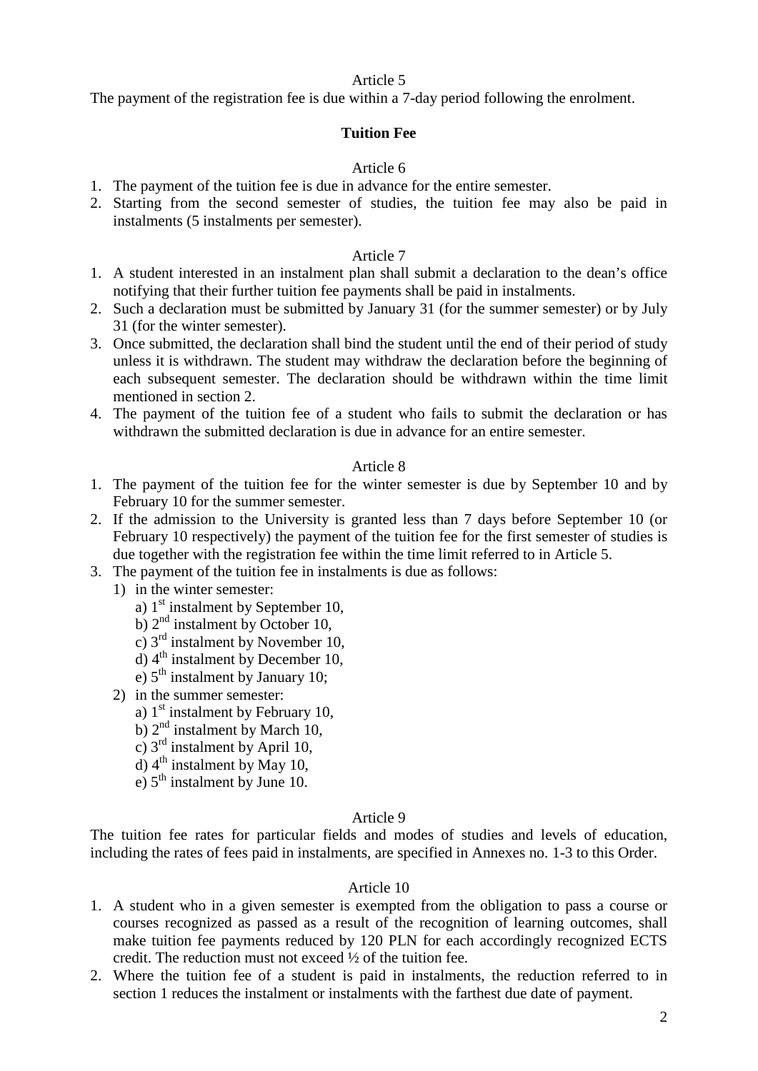Article 5

The payment of the registration fee is due within a 7-day period following the enrolment.

**Tuition Fee**

Article 6

1. The payment of the tuition fee is due in advance for the entire semester.
2. Starting from the second semester of studies, the tuition fee may also be paid in instalments (5 instalments per semester).

Article 7

1. A student interested in an instalment plan shall submit a declaration to the dean's office notifying that their further tuition fee payments shall be paid in instalments.
2. Such a declaration must be submitted by January 31 (for the summer semester) or by July 31 (for the winter semester).
3. Once submitted, the declaration shall bind the student until the end of their period of study unless it is withdrawn. The student may withdraw the declaration before the beginning of each subsequent semester. The declaration should be withdrawn within the time limit mentioned in section 2.
4. The payment of the tuition fee of a student who fails to submit the declaration or has withdrawn the submitted declaration is due in advance for an entire semester.

Article 8

1. The payment of the tuition fee for the winter semester is due by September 10 and by February 10 for the summer semester.
2. If the admission to the University is granted less than 7 days before September 10 (or February 10 respectively) the payment of the tuition fee for the first semester of studies is due together with the registration fee within the time limit referred to in Article 5.
3. The payment of the tuition fee in instalments is due as follows:
   1) in the winter semester:
      a) 1st instalment by September 10,
      b) 2nd instalment by October 10,
      c) 3rd instalment by November 10,
      d) 4th instalment by December 10,
      e) 5th instalment by January 10;
   2) in the summer semester:
      a) 1st instalment by February 10,
      b) 2nd instalment by March 10,
      c) 3rd instalment by April 10,
      d) 4th instalment by May 10,
      e) 5th instalment by June 10.

Article 9

The tuition fee rates for particular fields and modes of studies and levels of education, including the rates of fees paid in instalments, are specified in Annexes no. 1-3 to this Order.

Article 10

1. A student who in a given semester is exempted from the obligation to pass a course or courses recognized as passed as a result of the recognition of learning outcomes, shall make tuition fee payments reduced by 120 PLN for each accordingly recognized ECTS credit. The reduction must not exceed ½ of the tuition fee.
2. Where the tuition fee of a student is paid in instalments, the reduction referred to in section 1 reduces the instalment or instalments with the farthest due date of payment.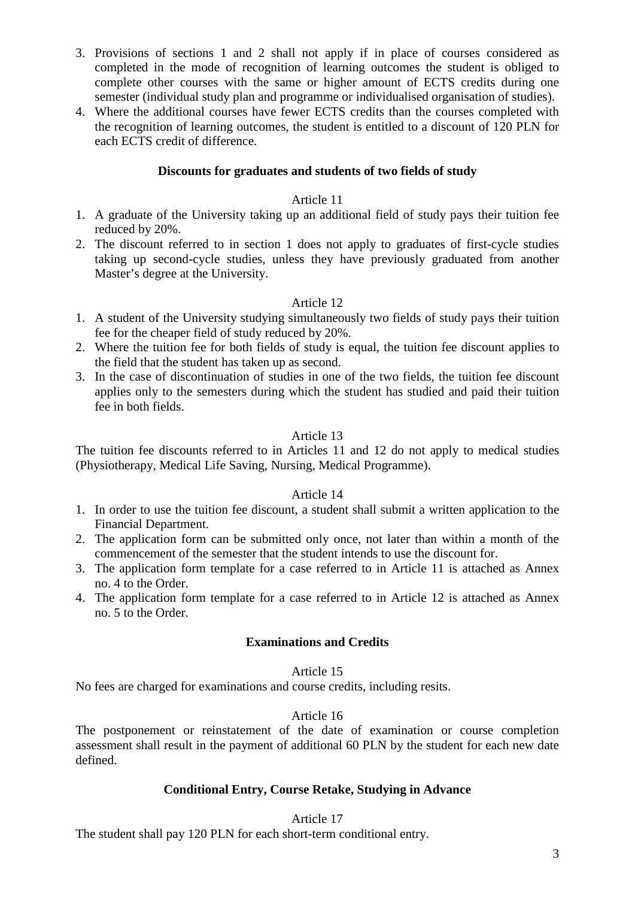3. Provisions of sections 1 and 2 shall not apply if in place of courses considered as completed in the mode of recognition of learning outcomes the student is obliged to complete other courses with the same or higher amount of ECTS credits during one semester (individual study plan and programme or individualised organisation of studies).
4. Where the additional courses have fewer ECTS credits than the courses completed with the recognition of learning outcomes, the student is entitled to a discount of 120 PLN for each ECTS credit of difference.

**Discounts for graduates and students of two fields of study**

Article 11

1. A graduate of the University taking up an additional field of study pays their tuition fee reduced by 20%.
2. The discount referred to in section 1 does not apply to graduates of first-cycle studies taking up second-cycle studies, unless they have previously graduated from another Master's degree at the University.

Article 12

1. A student of the University studying simultaneously two fields of study pays their tuition fee for the cheaper field of study reduced by 20%.
2. Where the tuition fee for both fields of study is equal, the tuition fee discount applies to the field that the student has taken up as second.
3. In the case of discontinuation of studies in one of the two fields, the tuition fee discount applies only to the semesters during which the student has studied and paid their tuition fee in both fields.

Article 13

The tuition fee discounts referred to in Articles 11 and 12 do not apply to medical studies (Physiotherapy, Medical Life Saving, Nursing, Medical Programme).

Article 14

1. In order to use the tuition fee discount, a student shall submit a written application to the Financial Department.
2. The application form can be submitted only once, not later than within a month of the commencement of the semester that the student intends to use the discount for.
3. The application form template for a case referred to in Article 11 is attached as Annex no. 4 to the Order.
4. The application form template for a case referred to in Article 12 is attached as Annex no. 5 to the Order.

**Examinations and Credits**

Article 15

No fees are charged for examinations and course credits, including resits.

Article 16

The postponement or reinstatement of the date of examination or course completion assessment shall result in the payment of additional 60 PLN by the student for each new date defined.

**Conditional Entry, Course Retake, Studying in Advance**

Article 17

The student shall pay 120 PLN for each short-term conditional entry.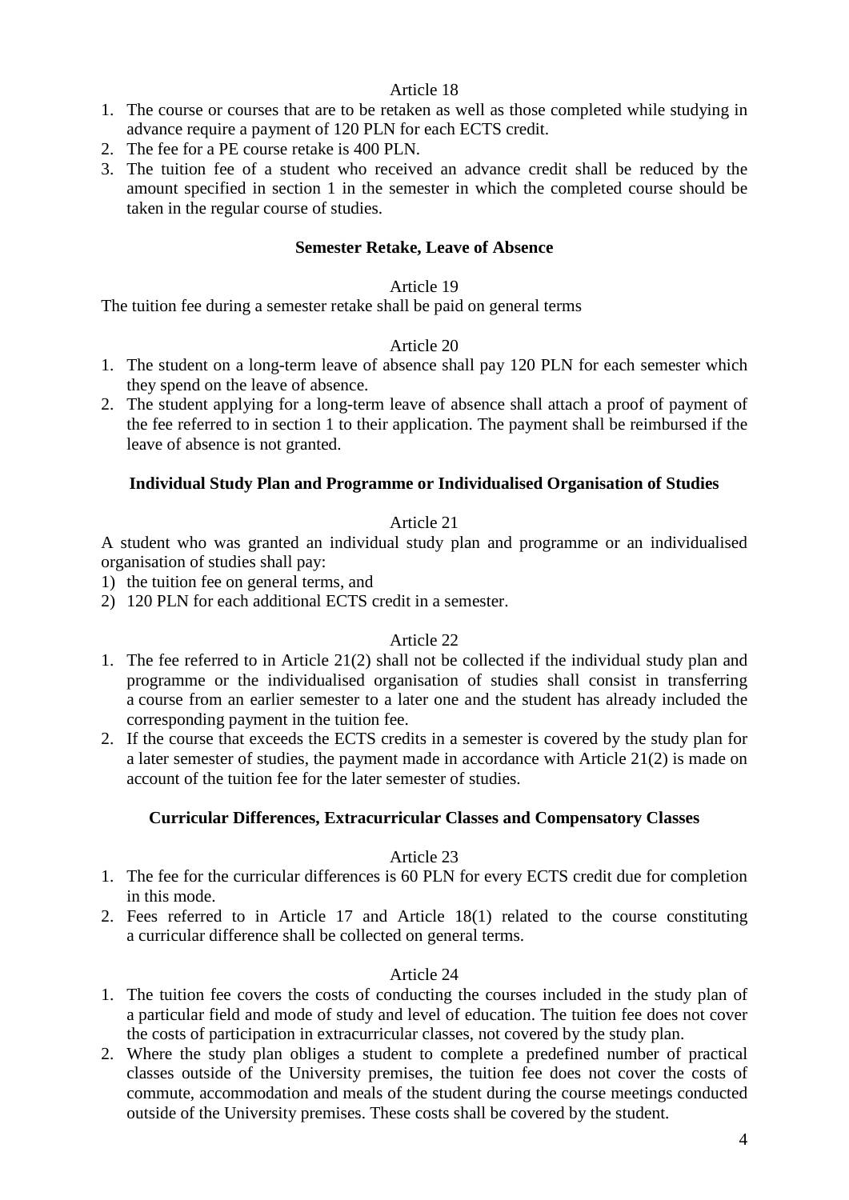Article 18

1. The course or courses that are to be retaken as well as those completed while studying in advance require a payment of 120 PLN for each ECTS credit.
2. The fee for a PE course retake is 400 PLN.
3. The tuition fee of a student who received an advance credit shall be reduced by the amount specified in section 1 in the semester in which the completed course should be taken in the regular course of studies.

**Semester Retake, Leave of Absence**

Article 19

The tuition fee during a semester retake shall be paid on general terms

Article 20

1. The student on a long-term leave of absence shall pay 120 PLN for each semester which they spend on the leave of absence.
2. The student applying for a long-term leave of absence shall attach a proof of payment of the fee referred to in section 1 to their application. The payment shall be reimbursed if the leave of absence is not granted.

**Individual Study Plan and Programme or Individualised Organisation of Studies**

Article 21

A student who was granted an individual study plan and programme or an individualised organisation of studies shall pay:

1) the tuition fee on general terms, and
2) 120 PLN for each additional ECTS credit in a semester.

Article 22

1. The fee referred to in Article 21(2) shall not be collected if the individual study plan and programme or the individualised organisation of studies shall consist in transferring a course from an earlier semester to a later one and the student has already included the corresponding payment in the tuition fee.
2. If the course that exceeds the ECTS credits in a semester is covered by the study plan for a later semester of studies, the payment made in accordance with Article 21(2) is made on account of the tuition fee for the later semester of studies.

**Curricular Differences, Extracurricular Classes and Compensatory Classes**

Article 23

1. The fee for the curricular differences is 60 PLN for every ECTS credit due for completion in this mode.
2. Fees referred to in Article 17 and Article 18(1) related to the course constituting a curricular difference shall be collected on general terms.

Article 24

1. The tuition fee covers the costs of conducting the courses included in the study plan of a particular field and mode of study and level of education. The tuition fee does not cover the costs of participation in extracurricular classes, not covered by the study plan.
2. Where the study plan obliges a student to complete a predefined number of practical classes outside of the University premises, the tuition fee does not cover the costs of commute, accommodation and meals of the student during the course meetings conducted outside of the University premises. These costs shall be covered by the student.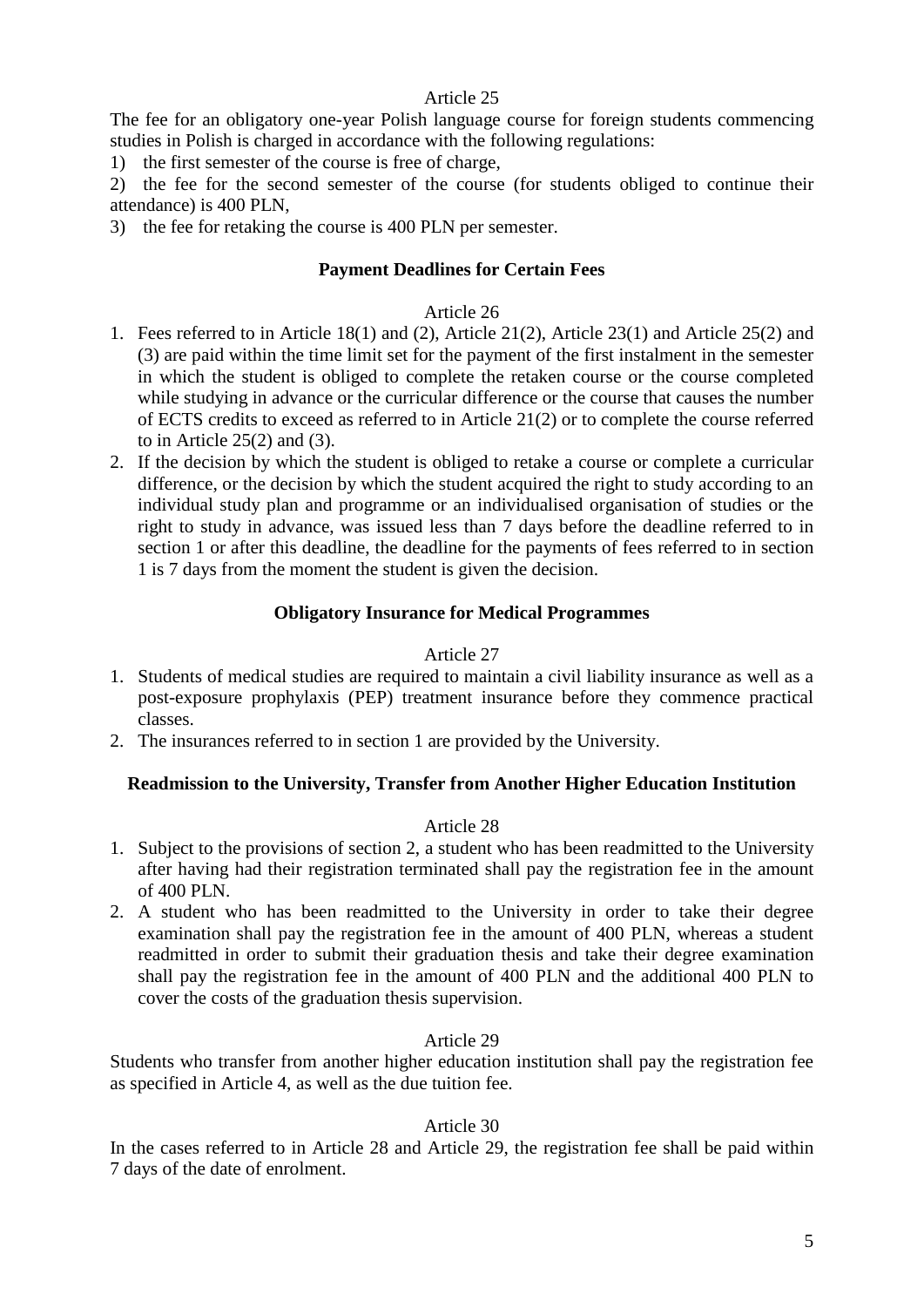Article 25

The fee for an obligatory one-year Polish language course for foreign students commencing studies in Polish is charged in accordance with the following regulations:

1) the first semester of the course is free of charge,
2) the fee for the second semester of the course (for students obliged to continue their attendance) is 400 PLN,
3) the fee for retaking the course is 400 PLN per semester.

**Payment Deadlines for Certain Fees**

Article 26

1. Fees referred to in Article 18(1) and (2), Article 21(2), Article 23(1) and Article 25(2) and (3) are paid within the time limit set for the payment of the first instalment in the semester in which the student is obliged to complete the retaken course or the course completed while studying in advance or the curricular difference or the course that causes the number of ECTS credits to exceed as referred to in Article 21(2) or to complete the course referred to in Article 25(2) and (3).
2. If the decision by which the student is obliged to retake a course or complete a curricular difference, or the decision by which the student acquired the right to study according to an individual study plan and programme or an individualised organisation of studies or the right to study in advance, was issued less than 7 days before the deadline referred to in section 1 or after this deadline, the deadline for the payments of fees referred to in section 1 is 7 days from the moment the student is given the decision.

**Obligatory Insurance for Medical Programmes**

Article 27

1. Students of medical studies are required to maintain a civil liability insurance as well as a post-exposure prophylaxis (PEP) treatment insurance before they commence practical classes.
2. The insurances referred to in section 1 are provided by the University.

**Readmission to the University, Transfer from Another Higher Education Institution**

Article 28

1. Subject to the provisions of section 2, a student who has been readmitted to the University after having had their registration terminated shall pay the registration fee in the amount of 400 PLN.
2. A student who has been readmitted to the University in order to take their degree examination shall pay the registration fee in the amount of 400 PLN, whereas a student readmitted in order to submit their graduation thesis and take their degree examination shall pay the registration fee in the amount of 400 PLN and the additional 400 PLN to cover the costs of the graduation thesis supervision.

Article 29

Students who transfer from another higher education institution shall pay the registration fee as specified in Article 4, as well as the due tuition fee.

Article 30

In the cases referred to in Article 28 and Article 29, the registration fee shall be paid within 7 days of the date of enrolment.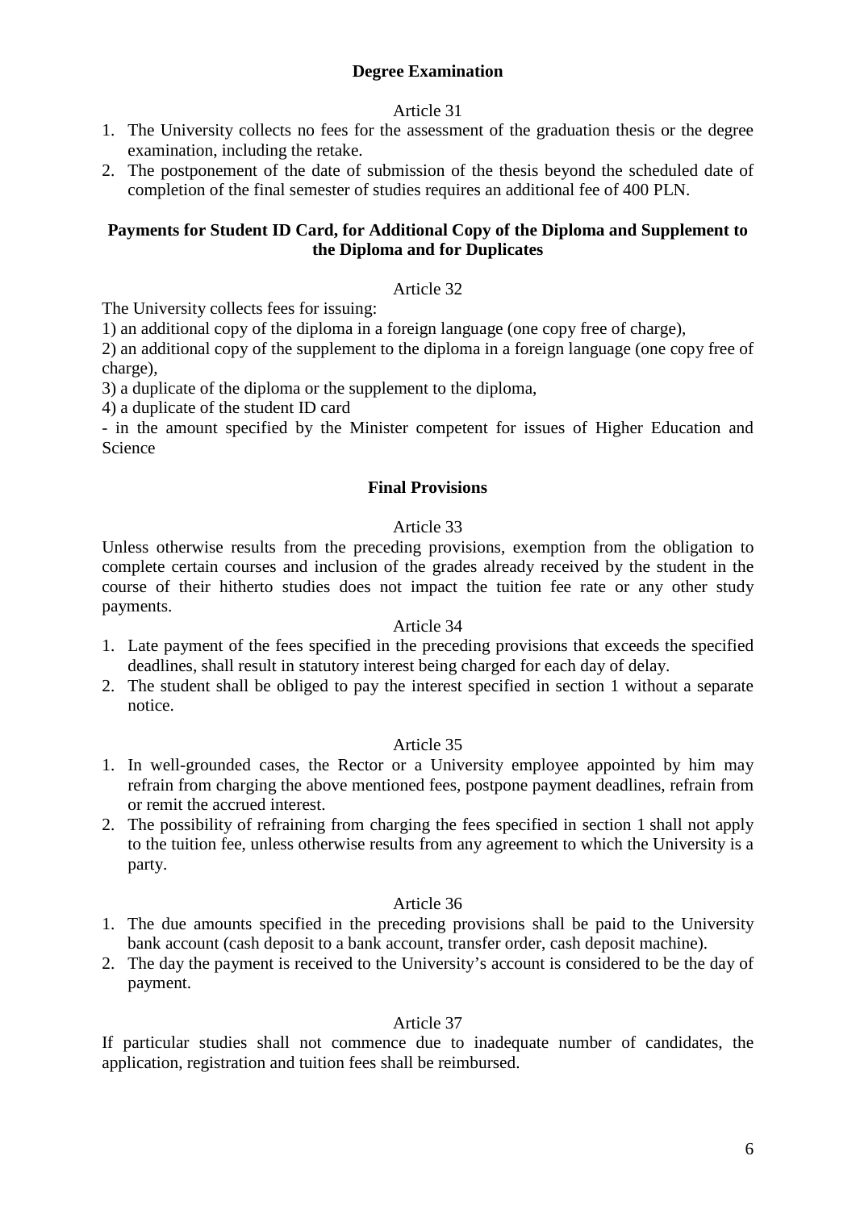**Degree Examination**

Article 31

1. The University collects no fees for the assessment of the graduation thesis or the degree examination, including the retake.
2. The postponement of the date of submission of the thesis beyond the scheduled date of completion of the final semester of studies requires an additional fee of 400 PLN.

**Payments for Student ID Card, for Additional Copy of the Diploma and Supplement to the Diploma and for Duplicates**

Article 32

The University collects fees for issuing:

1) an additional copy of the diploma in a foreign language (one copy free of charge),

2) an additional copy of the supplement to the diploma in a foreign language (one copy free of charge),

3) a duplicate of the diploma or the supplement to the diploma,

4) a duplicate of the student ID card

- in the amount specified by the Minister competent for issues of Higher Education and Science

**Final Provisions**

Article 33

Unless otherwise results from the preceding provisions, exemption from the obligation to complete certain courses and inclusion of the grades already received by the student in the course of their hitherto studies does not impact the tuition fee rate or any other study payments.

Article 34

1. Late payment of the fees specified in the preceding provisions that exceeds the specified deadlines, shall result in statutory interest being charged for each day of delay.
2. The student shall be obliged to pay the interest specified in section 1 without a separate notice.

Article 35

1. In well-grounded cases, the Rector or a University employee appointed by him may refrain from charging the above mentioned fees, postpone payment deadlines, refrain from or remit the accrued interest.
2. The possibility of refraining from charging the fees specified in section 1 shall not apply to the tuition fee, unless otherwise results from any agreement to which the University is a party.

Article 36

1. The due amounts specified in the preceding provisions shall be paid to the University bank account (cash deposit to a bank account, transfer order, cash deposit machine).
2. The day the payment is received to the University's account is considered to be the day of payment.

Article 37

If particular studies shall not commence due to inadequate number of candidates, the application, registration and tuition fees shall be reimbursed.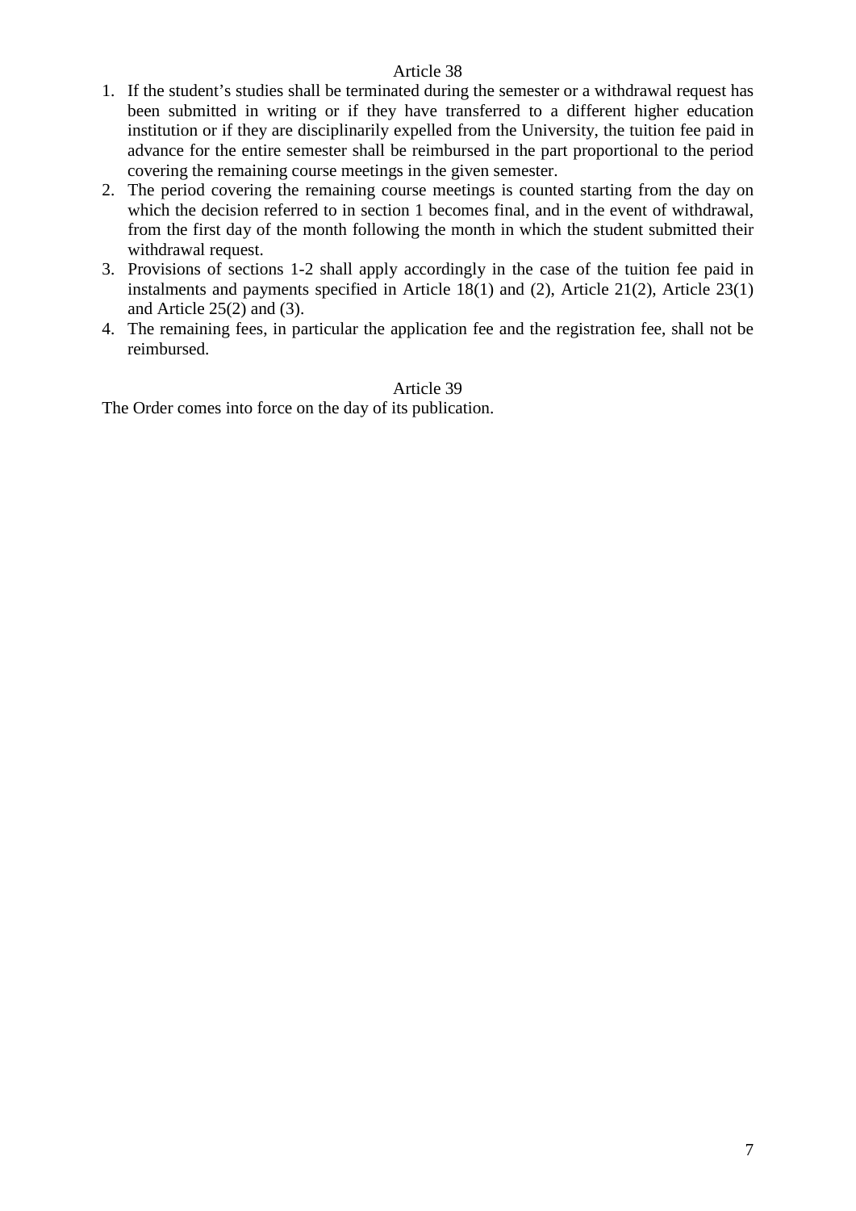Article 38

1. If the student's studies shall be terminated during the semester or a withdrawal request has been submitted in writing or if they have transferred to a different higher education institution or if they are disciplinarily expelled from the University, the tuition fee paid in advance for the entire semester shall be reimbursed in the part proportional to the period covering the remaining course meetings in the given semester.
2. The period covering the remaining course meetings is counted starting from the day on which the decision referred to in section 1 becomes final, and in the event of withdrawal, from the first day of the month following the month in which the student submitted their withdrawal request.
3. Provisions of sections 1-2 shall apply accordingly in the case of the tuition fee paid in instalments and payments specified in Article 18(1) and (2), Article 21(2), Article 23(1) and Article 25(2) and (3).
4. The remaining fees, in particular the application fee and the registration fee, shall not be reimbursed.

Article 39

The Order comes into force on the day of its publication.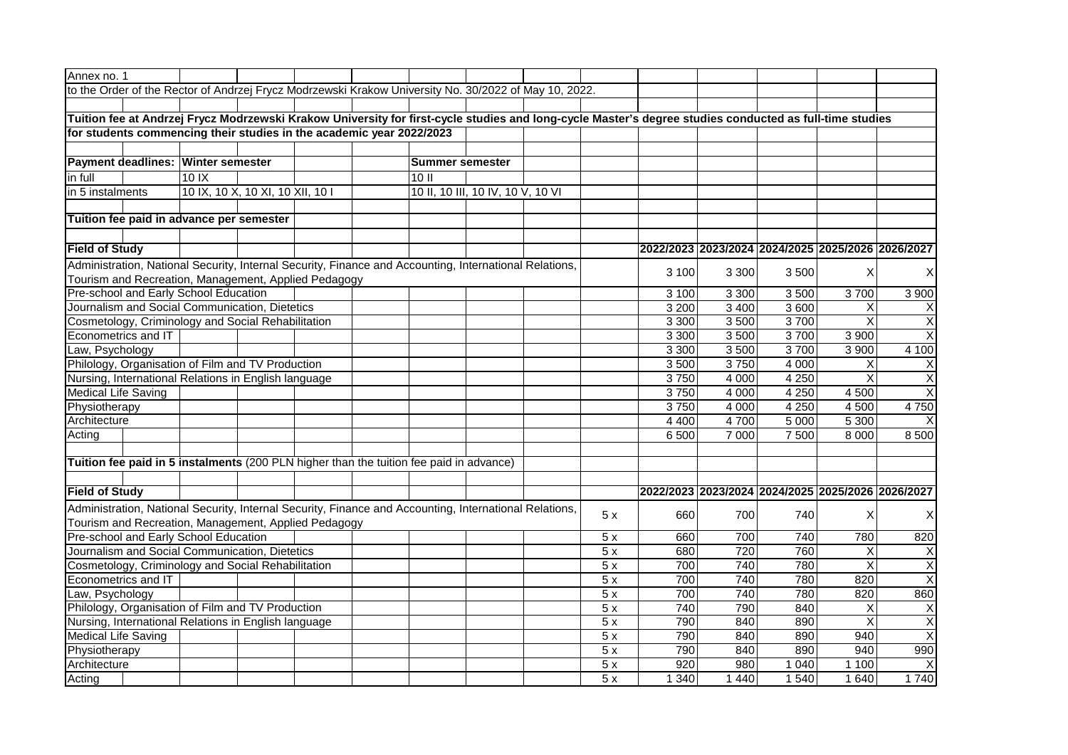Annex no. 1

to the Order of the Rector of Andrzej Frycz Modrzewski Krakow University No. 30/2022 of May 10, 2022.

**Tuition fee at Andrzej Frycz Modrzewski Krakow University for first-cycle studies and long-cycle Master's degree studies conducted as full-time studies**

**for students commencing their studies in the academic year 2022/2023**

| **Payment deadlines:** | **Winter semester** | **Summer semester** |
|---|---|---|
| in full | 10 IX | 10 II |
| in 5 instalments | 10 IX, 10 X, 10 XI, 10 XII, 10 I | 10 II, 10 III, 10 IV, 10 V, 10 VI |

**Tuition fee paid in advance per semester**

| **Field of Study** | **2022/2023** | **2023/2024** | **2024/2025** | **2025/2026** | **2026/2027** |
|---|---|---|---|---|---|
| Administration, National Security, Internal Security, Finance and Accounting, International Relations, Tourism and Recreation, Management, Applied Pedagogy | 3 100 | 3 300 | 3 500 | X | X |
| Pre-school and Early School Education | 3 100 | 3 300 | 3 500 | 3 700 | 3 900 |
| Journalism and Social Communication, Dietetics | 3 200 | 3 400 | 3 600 | X | X |
| Cosmetology, Criminology and Social Rehabilitation | 3 300 | 3 500 | 3 700 | X | X |
| Econometrics and IT | 3 300 | 3 500 | 3 700 | 3 900 | X |
| Law, Psychology | 3 300 | 3 500 | 3 700 | 3 900 | 4 100 |
| Philology, Organisation of Film and TV Production | 3 500 | 3 750 | 4 000 | X | X |
| Nursing, International Relations in English language | 3 750 | 4 000 | 4 250 | X | X |
| Medical Life Saving | 3 750 | 4 000 | 4 250 | 4 500 | X |
| Physiotherapy | 3 750 | 4 000 | 4 250 | 4 500 | 4 750 |
| Architecture | 4 400 | 4 700 | 5 000 | 5 300 | X |
| Acting | 6 500 | 7 000 | 7 500 | 8 000 | 8 500 |

**Tuition fee paid in 5 instalments** (200 PLN higher than the tuition fee paid in advance)

| **Field of Study** | | **2022/2023** | **2023/2024** | **2024/2025** | **2025/2026** | **2026/2027** |
|---|---|---|---|---|---|---|
| Administration, National Security, Internal Security, Finance and Accounting, International Relations, Tourism and Recreation, Management, Applied Pedagogy | 5 x | 660 | 700 | 740 | X | X |
| Pre-school and Early School Education | 5 x | 660 | 700 | 740 | 780 | 820 |
| Journalism and Social Communication, Dietetics | 5 x | 680 | 720 | 760 | X | X |
| Cosmetology, Criminology and Social Rehabilitation | 5 x | 700 | 740 | 780 | X | X |
| Econometrics and IT | 5 x | 700 | 740 | 780 | 820 | X |
| Law, Psychology | 5 x | 700 | 740 | 780 | 820 | 860 |
| Philology, Organisation of Film and TV Production | 5 x | 740 | 790 | 840 | X | X |
| Nursing, International Relations in English language | 5 x | 790 | 840 | 890 | X | X |
| Medical Life Saving | 5 x | 790 | 840 | 890 | 940 | X |
| Physiotherapy | 5 x | 790 | 840 | 890 | 940 | 990 |
| Architecture | 5 x | 920 | 980 | 1 040 | 1 100 | X |
| Acting | 5 x | 1 340 | 1 440 | 1 540 | 1 640 | 1 740 |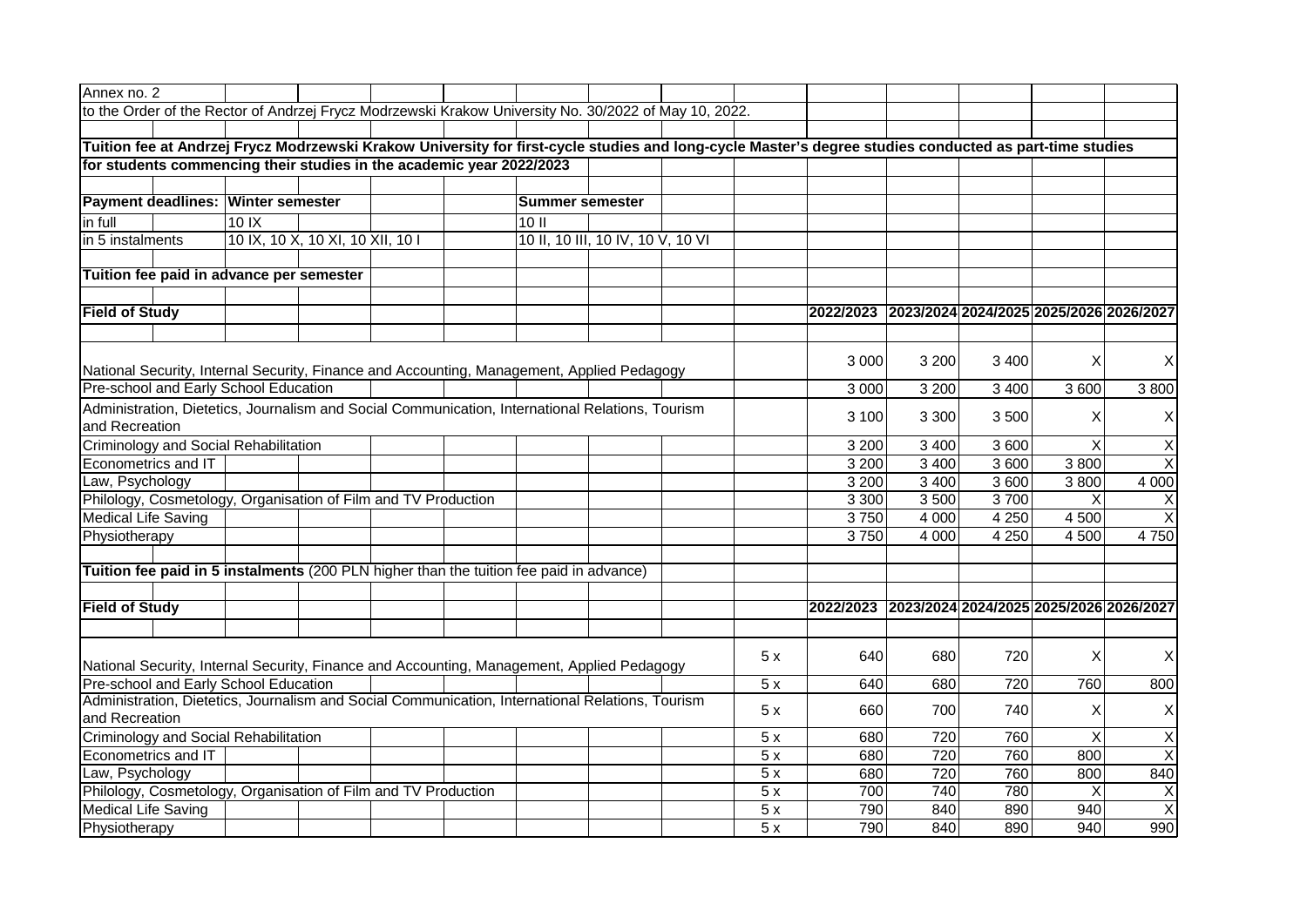Annex no. 2

to the Order of the Rector of Andrzej Frycz Modrzewski Krakow University No. 30/2022 of May 10, 2022.

**Tuition fee at Andrzej Frycz Modrzewski Krakow University for first-cycle studies and long-cycle Master's degree studies conducted as part-time studies for students commencing their studies in the academic year 2022/2023**

| **Payment deadlines:** | **Winter semester** | **Summer semester** |
|---|---|---|
| in full | 10 IX | 10 II |
| in 5 instalments | 10 IX, 10 X, 10 XI, 10 XII, 10 I | 10 II, 10 III, 10 IV, 10 V, 10 VI |

**Tuition fee paid in advance per semester**

| **Field of Study** | **2022/2023** | **2023/2024** | **2024/2025** | **2025/2026** | **2026/2027** |
|---|---|---|---|---|---|
| National Security, Internal Security, Finance and Accounting, Management, Applied Pedagogy | 3 000 | 3 200 | 3 400 | X | X |
| Pre-school and Early School Education | 3 000 | 3 200 | 3 400 | 3 600 | 3 800 |
| Administration, Dietetics, Journalism and Social Communication, International Relations, Tourism and Recreation | 3 100 | 3 300 | 3 500 | X | X |
| Criminology and Social Rehabilitation | 3 200 | 3 400 | 3 600 | X | X |
| Econometrics and IT | 3 200 | 3 400 | 3 600 | 3 800 | X |
| Law, Psychology | 3 200 | 3 400 | 3 600 | 3 800 | 4 000 |
| Philology, Cosmetology, Organisation of Film and TV Production | 3 300 | 3 500 | 3 700 | X | X |
| Medical Life Saving | 3 750 | 4 000 | 4 250 | 4 500 | X |
| Physiotherapy | 3 750 | 4 000 | 4 250 | 4 500 | 4 750 |

**Tuition fee paid in 5 instalments** (200 PLN higher than the tuition fee paid in advance)

| **Field of Study** | | **2022/2023** | **2023/2024** | **2024/2025** | **2025/2026** | **2026/2027** |
|---|---|---|---|---|---|---|
| National Security, Internal Security, Finance and Accounting, Management, Applied Pedagogy | 5 x | 640 | 680 | 720 | X | X |
| Pre-school and Early School Education | 5 x | 640 | 680 | 720 | 760 | 800 |
| Administration, Dietetics, Journalism and Social Communication, International Relations, Tourism and Recreation | 5 x | 660 | 700 | 740 | X | X |
| Criminology and Social Rehabilitation | 5 x | 680 | 720 | 760 | X | X |
| Econometrics and IT | 5 x | 680 | 720 | 760 | 800 | X |
| Law, Psychology | 5 x | 680 | 720 | 760 | 800 | 840 |
| Philology, Cosmetology, Organisation of Film and TV Production | 5 x | 700 | 740 | 780 | X | X |
| Medical Life Saving | 5 x | 790 | 840 | 890 | 940 | X |
| Physiotherapy | 5 x | 790 | 840 | 890 | 940 | 990 |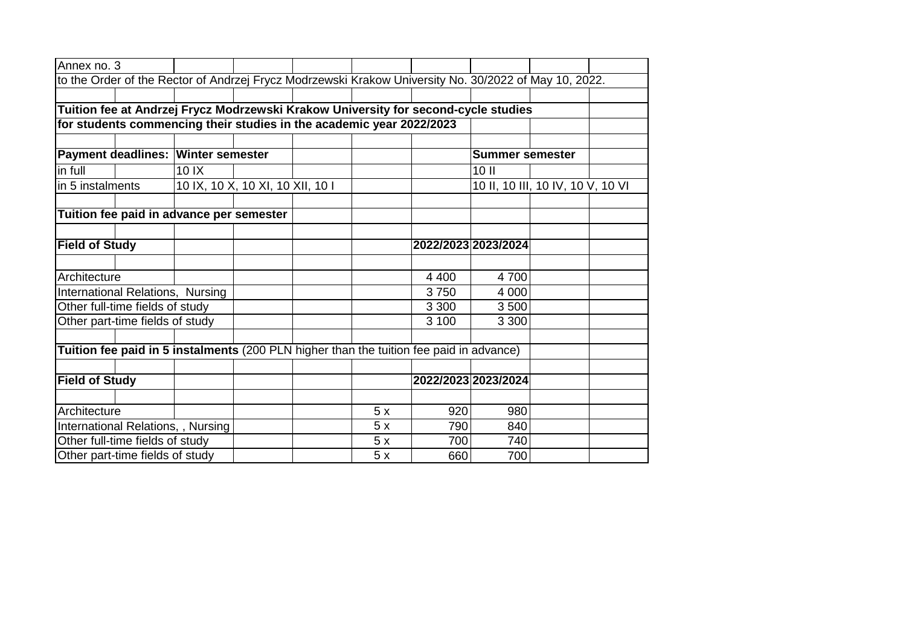Annex no. 3

to the Order of the Rector of Andrzej Frycz Modrzewski Krakow University No. 30/2022 of May 10, 2022.

**Tuition fee at Andrzej Frycz Modrzewski Krakow University for second-cycle studies**

**for students commencing their studies in the academic year 2022/2023**

| **Payment deadlines:** | **Winter semester** | **Summer semester** |
|---|---|---|
| in full | 10 IX | 10 II |
| in 5 instalments | 10 IX, 10 X, 10 XI, 10 XII, 10 I | 10 II, 10 III, 10 IV, 10 V, 10 VI |

**Tuition fee paid in advance per semester**

| **Field of Study** | **2022/2023** | **2023/2024** |
|---|---|---|
| Architecture | 4 400 | 4 700 |
| International Relations, Nursing | 3 750 | 4 000 |
| Other full-time fields of study | 3 300 | 3 500 |
| Other part-time fields of study | 3 100 | 3 300 |

**Tuition fee paid in 5 instalments** (200 PLN higher than the tuition fee paid in advance)

| **Field of Study** | | **2022/2023** | **2023/2024** |
|---|---|---|---|
| Architecture | 5 x | 920 | 980 |
| International Relations, , Nursing | 5 x | 790 | 840 |
| Other full-time fields of study | 5 x | 700 | 740 |
| Other part-time fields of study | 5 x | 660 | 700 |